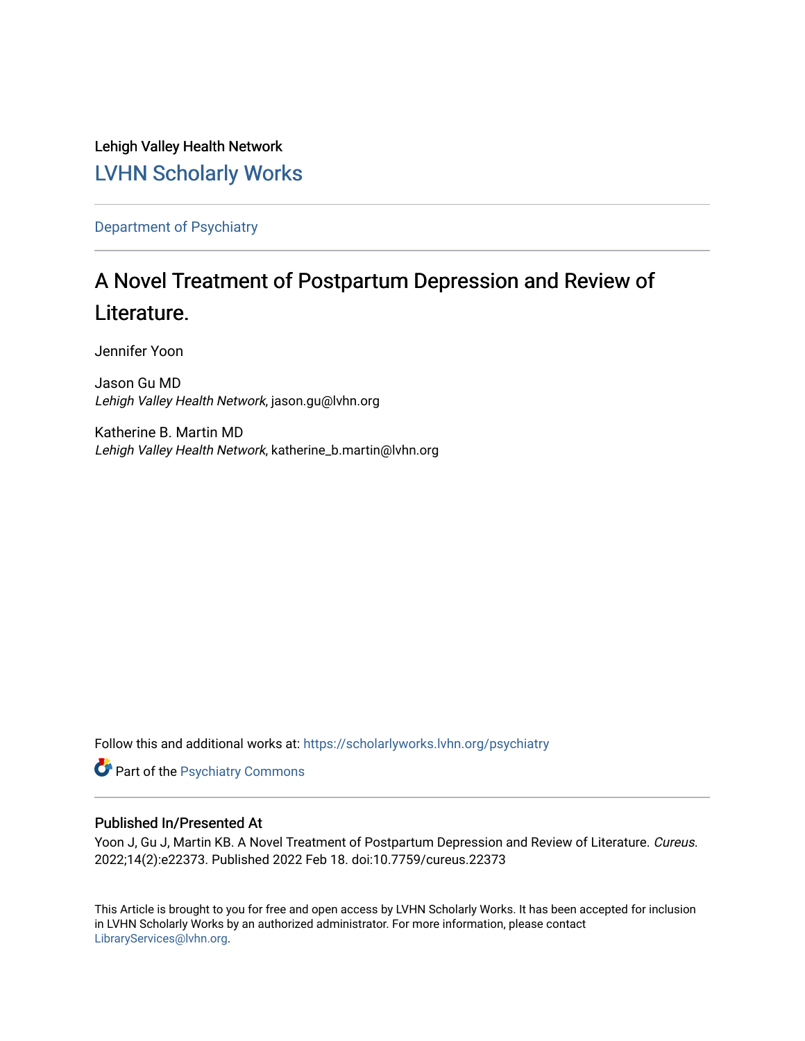Lehigh Valley Health Network

LVHN Scholarly Works

Department of Psychiatry

# A Novel Treatment of Postpartum Depression and Review of Literature.

Jennifer Yoon

Jason Gu MD
*Lehigh Valley Health Network*, jason.gu@lvhn.org

Katherine B. Martin MD
*Lehigh Valley Health Network*, katherine_b.martin@lvhn.org

Follow this and additional works at: https://scholarlyworks.lvhn.org/psychiatry

Part of the Psychiatry Commons

## Published In/Presented At

Yoon J, Gu J, Martin KB. A Novel Treatment of Postpartum Depression and Review of Literature. *Cureus*. 2022;14(2):e22373. Published 2022 Feb 18. doi:10.7759/cureus.22373

This Article is brought to you for free and open access by LVHN Scholarly Works. It has been accepted for inclusion in LVHN Scholarly Works by an authorized administrator. For more information, please contact LibraryServices@lvhn.org.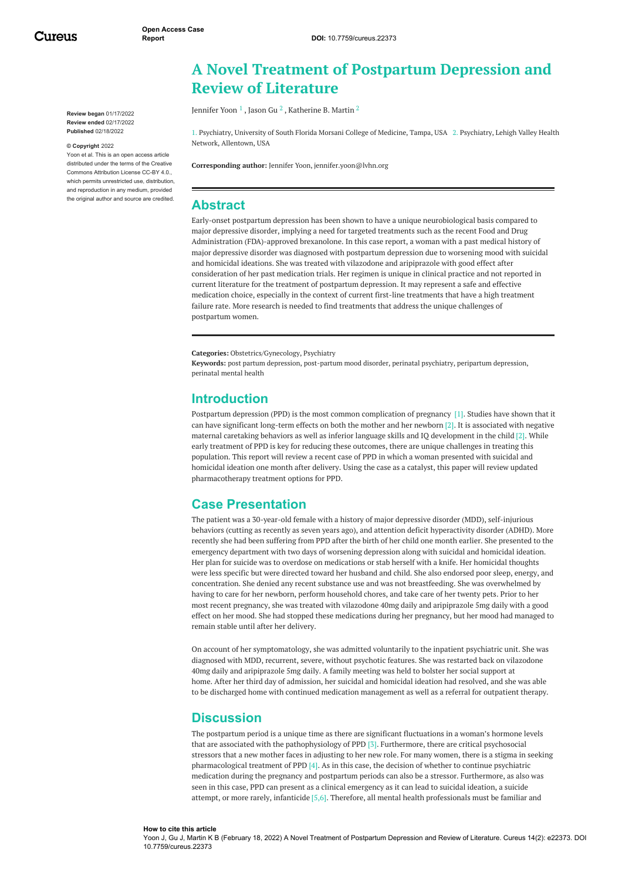# A Novel Treatment of Postpartum Depression and Review of Literature

Jennifer Yoon [1], Jason Gu [2], Katherine B. Martin [2]

1. Psychiatry, University of South Florida Morsani College of Medicine, Tampa, USA 2. Psychiatry, Lehigh Valley Health Network, Allentown, USA

**Corresponding author:** Jennifer Yoon, jennifer.yoon@lvhn.org

**Review began** 01/17/2022
**Review ended** 02/17/2022
**Published** 02/18/2022

**© Copyright** 2022
Yoon et al. This is an open access article distributed under the terms of the Creative Commons Attribution License CC-BY 4.0., which permits unrestricted use, distribution, and reproduction in any medium, provided the original author and source are credited.

## Abstract

Early-onset postpartum depression has been shown to have a unique neurobiological basis compared to major depressive disorder, implying a need for targeted treatments such as the recent Food and Drug Administration (FDA)-approved brexanolone. In this case report, a woman with a past medical history of major depressive disorder was diagnosed with postpartum depression due to worsening mood with suicidal and homicidal ideations. She was treated with vilazodone and aripiprazole with good effect after consideration of her past medication trials. Her regimen is unique in clinical practice and not reported in current literature for the treatment of postpartum depression. It may represent a safe and effective medication choice, especially in the context of current first-line treatments that have a high treatment failure rate. More research is needed to find treatments that address the unique challenges of postpartum women.

**Categories:** Obstetrics/Gynecology, Psychiatry
**Keywords:** post partum depression, post-partum mood disorder, perinatal psychiatry, peripartum depression, perinatal mental health

## Introduction

Postpartum depression (PPD) is the most common complication of pregnancy [1]. Studies have shown that it can have significant long-term effects on both the mother and her newborn [2]. It is associated with negative maternal caretaking behaviors as well as inferior language skills and IQ development in the child [2]. While early treatment of PPD is key for reducing these outcomes, there are unique challenges in treating this population. This report will review a recent case of PPD in which a woman presented with suicidal and homicidal ideation one month after delivery. Using the case as a catalyst, this paper will review updated pharmacotherapy treatment options for PPD.

## Case Presentation

The patient was a 30-year-old female with a history of major depressive disorder (MDD), self-injurious behaviors (cutting as recently as seven years ago), and attention deficit hyperactivity disorder (ADHD). More recently she had been suffering from PPD after the birth of her child one month earlier. She presented to the emergency department with two days of worsening depression along with suicidal and homicidal ideation. Her plan for suicide was to overdose on medications or stab herself with a knife. Her homicidal thoughts were less specific but were directed toward her husband and child. She also endorsed poor sleep, energy, and concentration. She denied any recent substance use and was not breastfeeding. She was overwhelmed by having to care for her newborn, perform household chores, and take care of her twenty pets. Prior to her most recent pregnancy, she was treated with vilazodone 40mg daily and aripiprazole 5mg daily with a good effect on her mood. She had stopped these medications during her pregnancy, but her mood had managed to remain stable until after her delivery.

On account of her symptomatology, she was admitted voluntarily to the inpatient psychiatric unit. She was diagnosed with MDD, recurrent, severe, without psychotic features. She was restarted back on vilazodone 40mg daily and aripiprazole 5mg daily. A family meeting was held to bolster her social support at home. After her third day of admission, her suicidal and homicidal ideation had resolved, and she was able to be discharged home with continued medication management as well as a referral for outpatient therapy.

## Discussion

The postpartum period is a unique time as there are significant fluctuations in a woman's hormone levels that are associated with the pathophysiology of PPD [3]. Furthermore, there are critical psychosocial stressors that a new mother faces in adjusting to her new role. For many women, there is a stigma in seeking pharmacological treatment of PPD [4]. As in this case, the decision of whether to continue psychiatric medication during the pregnancy and postpartum periods can also be a stressor. Furthermore, as also was seen in this case, PPD can present as a clinical emergency as it can lead to suicidal ideation, a suicide attempt, or more rarely, infanticide [5,6]. Therefore, all mental health professionals must be familiar and

**How to cite this article**
Yoon J, Gu J, Martin K B (February 18, 2022) A Novel Treatment of Postpartum Depression and Review of Literature. Cureus 14(2): e22373. DOI 10.7759/cureus.22373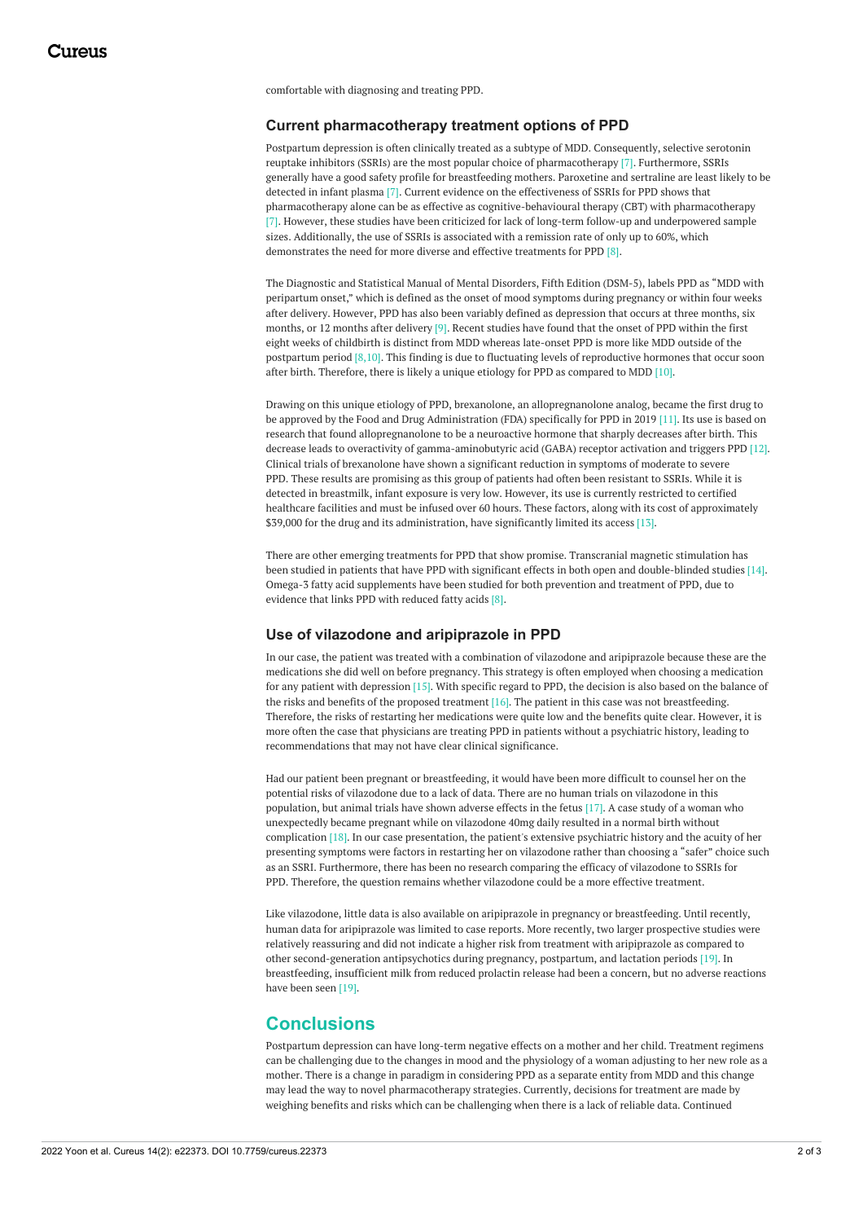comfortable with diagnosing and treating PPD.

### Current pharmacotherapy treatment options of PPD

Postpartum depression is often clinically treated as a subtype of MDD. Consequently, selective serotonin reuptake inhibitors (SSRIs) are the most popular choice of pharmacotherapy [7]. Furthermore, SSRIs generally have a good safety profile for breastfeeding mothers. Paroxetine and sertraline are least likely to be detected in infant plasma [7]. Current evidence on the effectiveness of SSRIs for PPD shows that pharmacotherapy alone can be as effective as cognitive-behavioural therapy (CBT) with pharmacotherapy [7]. However, these studies have been criticized for lack of long-term follow-up and underpowered sample sizes. Additionally, the use of SSRIs is associated with a remission rate of only up to 60%, which demonstrates the need for more diverse and effective treatments for PPD [8].

The Diagnostic and Statistical Manual of Mental Disorders, Fifth Edition (DSM-5), labels PPD as "MDD with peripartum onset," which is defined as the onset of mood symptoms during pregnancy or within four weeks after delivery. However, PPD has also been variably defined as depression that occurs at three months, six months, or 12 months after delivery [9]. Recent studies have found that the onset of PPD within the first eight weeks of childbirth is distinct from MDD whereas late-onset PPD is more like MDD outside of the postpartum period [8,10]. This finding is due to fluctuating levels of reproductive hormones that occur soon after birth. Therefore, there is likely a unique etiology for PPD as compared to MDD [10].

Drawing on this unique etiology of PPD, brexanolone, an allopregnanolone analog, became the first drug to be approved by the Food and Drug Administration (FDA) specifically for PPD in 2019 [11]. Its use is based on research that found allopregnanolone to be a neuroactive hormone that sharply decreases after birth. This decrease leads to overactivity of gamma-aminobutyric acid (GABA) receptor activation and triggers PPD [12]. Clinical trials of brexanolone have shown a significant reduction in symptoms of moderate to severe PPD. These results are promising as this group of patients had often been resistant to SSRIs. While it is detected in breastmilk, infant exposure is very low. However, its use is currently restricted to certified healthcare facilities and must be infused over 60 hours. These factors, along with its cost of approximately $39,000 for the drug and its administration, have significantly limited its access [13].

There are other emerging treatments for PPD that show promise. Transcranial magnetic stimulation has been studied in patients that have PPD with significant effects in both open and double-blinded studies [14]. Omega-3 fatty acid supplements have been studied for both prevention and treatment of PPD, due to evidence that links PPD with reduced fatty acids [8].

### Use of vilazodone and aripiprazole in PPD

In our case, the patient was treated with a combination of vilazodone and aripiprazole because these are the medications she did well on before pregnancy. This strategy is often employed when choosing a medication for any patient with depression [15]. With specific regard to PPD, the decision is also based on the balance of the risks and benefits of the proposed treatment [16]. The patient in this case was not breastfeeding. Therefore, the risks of restarting her medications were quite low and the benefits quite clear. However, it is more often the case that physicians are treating PPD in patients without a psychiatric history, leading to recommendations that may not have clear clinical significance.

Had our patient been pregnant or breastfeeding, it would have been more difficult to counsel her on the potential risks of vilazodone due to a lack of data. There are no human trials on vilazodone in this population, but animal trials have shown adverse effects in the fetus [17]. A case study of a woman who unexpectedly became pregnant while on vilazodone 40mg daily resulted in a normal birth without complication [18]. In our case presentation, the patient's extensive psychiatric history and the acuity of her presenting symptoms were factors in restarting her on vilazodone rather than choosing a "safer" choice such as an SSRI. Furthermore, there has been no research comparing the efficacy of vilazodone to SSRIs for PPD. Therefore, the question remains whether vilazodone could be a more effective treatment.

Like vilazodone, little data is also available on aripiprazole in pregnancy or breastfeeding. Until recently, human data for aripiprazole was limited to case reports. More recently, two larger prospective studies were relatively reassuring and did not indicate a higher risk from treatment with aripiprazole as compared to other second-generation antipsychotics during pregnancy, postpartum, and lactation periods [19]. In breastfeeding, insufficient milk from reduced prolactin release had been a concern, but no adverse reactions have been seen [19].

## Conclusions

Postpartum depression can have long-term negative effects on a mother and her child. Treatment regimens can be challenging due to the changes in mood and the physiology of a woman adjusting to her new role as a mother. There is a change in paradigm in considering PPD as a separate entity from MDD and this change may lead the way to novel pharmacotherapy strategies. Currently, decisions for treatment are made by weighing benefits and risks which can be challenging when there is a lack of reliable data. Continued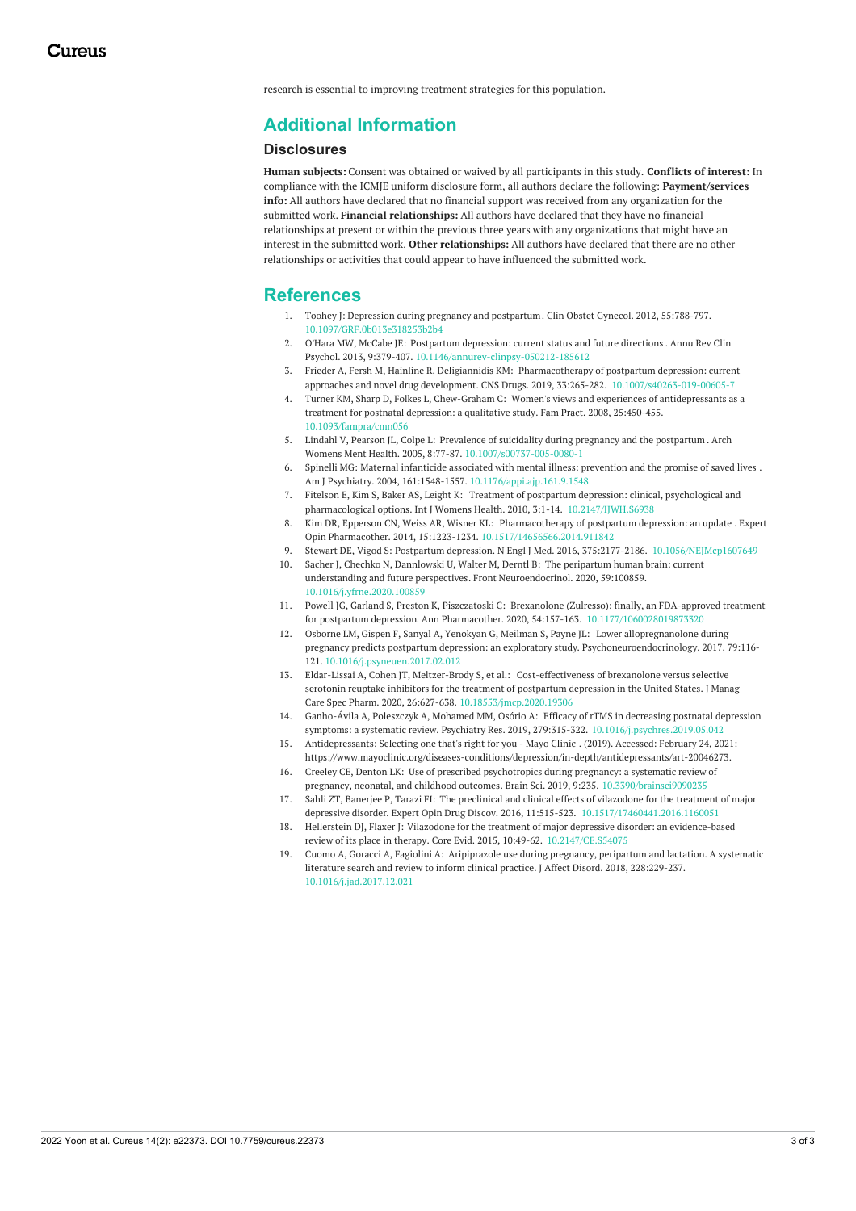research is essential to improving treatment strategies for this population.

## Additional Information

### Disclosures

**Human subjects:** Consent was obtained or waived by all participants in this study. **Conflicts of interest:** In compliance with the ICMJE uniform disclosure form, all authors declare the following: **Payment/services info:** All authors have declared that no financial support was received from any organization for the submitted work. **Financial relationships:** All authors have declared that they have no financial relationships at present or within the previous three years with any organizations that might have an interest in the submitted work. **Other relationships:** All authors have declared that there are no other relationships or activities that could appear to have influenced the submitted work.

## References

1. Toohey J: Depression during pregnancy and postpartum. Clin Obstet Gynecol. 2012, 55:788-797. 10.1097/GRF.0b013e318253b2b4
2. O'Hara MW, McCabe JE: Postpartum depression: current status and future directions. Annu Rev Clin Psychol. 2013, 9:379-407. 10.1146/annurev-clinpsy-050212-185612
3. Frieder A, Fersh M, Hainline R, Deligiannidis KM: Pharmacotherapy of postpartum depression: current approaches and novel drug development. CNS Drugs. 2019, 33:265-282. 10.1007/s40263-019-00605-7
4. Turner KM, Sharp D, Folkes L, Chew-Graham C: Women's views and experiences of antidepressants as a treatment for postnatal depression: a qualitative study. Fam Pract. 2008, 25:450-455. 10.1093/fampra/cmn056
5. Lindahl V, Pearson JL, Colpe L: Prevalence of suicidality during pregnancy and the postpartum. Arch Womens Ment Health. 2005, 8:77-87. 10.1007/s00737-005-0080-1
6. Spinelli MG: Maternal infanticide associated with mental illness: prevention and the promise of saved lives. Am J Psychiatry. 2004, 161:1548-1557. 10.1176/appi.ajp.161.9.1548
7. Fitelson E, Kim S, Baker AS, Leight K: Treatment of postpartum depression: clinical, psychological and pharmacological options. Int J Womens Health. 2010, 3:1-14. 10.2147/IJWH.S6938
8. Kim DR, Epperson CN, Weiss AR, Wisner KL: Pharmacotherapy of postpartum depression: an update. Expert Opin Pharmacother. 2014, 15:1223-1234. 10.1517/14656566.2014.911842
9. Stewart DE, Vigod S: Postpartum depression. N Engl J Med. 2016, 375:2177-2186. 10.1056/NEJMcp1607649
10. Sacher J, Chechko N, Dannlowski U, Walter M, Derntl B: The peripartum human brain: current understanding and future perspectives. Front Neuroendocrinol. 2020, 59:100859. 10.1016/j.yfrne.2020.100859
11. Powell JG, Garland S, Preston K, Piszczatoski C: Brexanolone (Zulresso): finally, an FDA-approved treatment for postpartum depression. Ann Pharmacother. 2020, 54:157-163. 10.1177/1060028019873320
12. Osborne LM, Gispen F, Sanyal A, Yenokyan G, Meilman S, Payne JL: Lower allopregnanolone during pregnancy predicts postpartum depression: an exploratory study. Psychoneuroendocrinology. 2017, 79:116-121. 10.1016/j.psyneuen.2017.02.012
13. Eldar-Lissai A, Cohen JT, Meltzer-Brody S, et al.: Cost-effectiveness of brexanolone versus selective serotonin reuptake inhibitors for the treatment of postpartum depression in the United States. J Manag Care Spec Pharm. 2020, 26:627-638. 10.18553/jmcp.2020.19306
14. Ganho-Ávila A, Poleszczyk A, Mohamed MM, Osório A: Efficacy of rTMS in decreasing postnatal depression symptoms: a systematic review. Psychiatry Res. 2019, 279:315-322. 10.1016/j.psychres.2019.05.042
15. Antidepressants: Selecting one that's right for you - Mayo Clinic. (2019). Accessed: February 24, 2021: https://www.mayoclinic.org/diseases-conditions/depression/in-depth/antidepressants/art-20046273.
16. Creeley CE, Denton LK: Use of prescribed psychotropics during pregnancy: a systematic review of pregnancy, neonatal, and childhood outcomes. Brain Sci. 2019, 9:235. 10.3390/brainsci9090235
17. Sahli ZT, Banerjee P, Tarazi FI: The preclinical and clinical effects of vilazodone for the treatment of major depressive disorder. Expert Opin Drug Discov. 2016, 11:515-523. 10.1517/17460441.2016.1160051
18. Hellerstein DJ, Flaxer J: Vilazodone for the treatment of major depressive disorder: an evidence-based review of its place in therapy. Core Evid. 2015, 10:49-62. 10.2147/CE.S54075
19. Cuomo A, Goracci A, Fagiolini A: Aripiprazole use during pregnancy, peripartum and lactation. A systematic literature search and review to inform clinical practice. J Affect Disord. 2018, 228:229-237. 10.1016/j.jad.2017.12.021